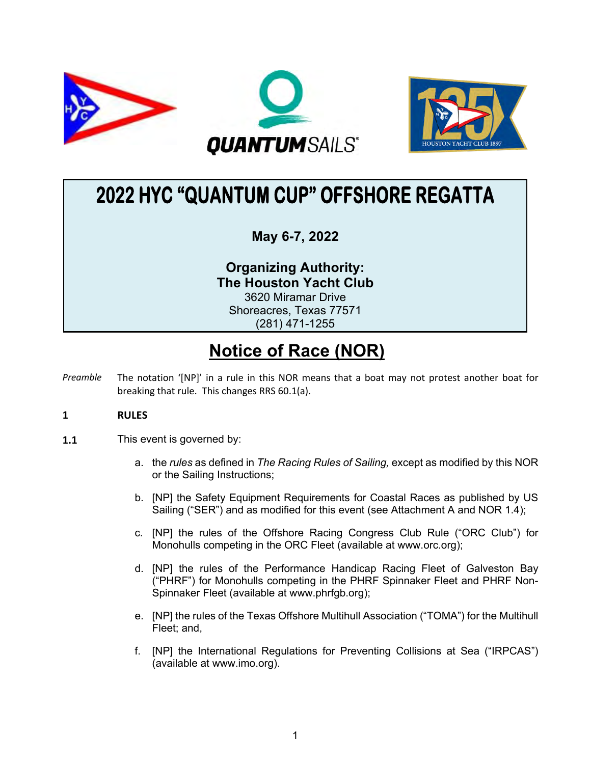# 2022 HYC "QUANTUM CUP" OFFSHORE REGATTA

**May 6-7, 2022**

**Organizing Authority:**
**The Houston Yacht Club**
3620 Miramar Drive
Shoreacres, Texas 77571
(281) 471-1255

## Notice of Race (NOR)

*Preamble* The notation '[NP]' in a rule in this NOR means that a boat may not protest another boat for breaking that rule. This changes RRS 60.1(a).

### 1 RULES

**1.1** This event is governed by:

a. the *rules* as defined in *The Racing Rules of Sailing,* except as modified by this NOR or the Sailing Instructions;

b. [NP] the Safety Equipment Requirements for Coastal Races as published by US Sailing ("SER") and as modified for this event (see Attachment A and NOR 1.4);

c. [NP] the rules of the Offshore Racing Congress Club Rule ("ORC Club") for Monohulls competing in the ORC Fleet (available at www.orc.org);

d. [NP] the rules of the Performance Handicap Racing Fleet of Galveston Bay ("PHRF") for Monohulls competing in the PHRF Spinnaker Fleet and PHRF Non-Spinnaker Fleet (available at www.phrfgb.org);

e. [NP] the rules of the Texas Offshore Multihull Association ("TOMA") for the Multihull Fleet; and,

f. [NP] the International Regulations for Preventing Collisions at Sea ("IRPCAS") (available at www.imo.org).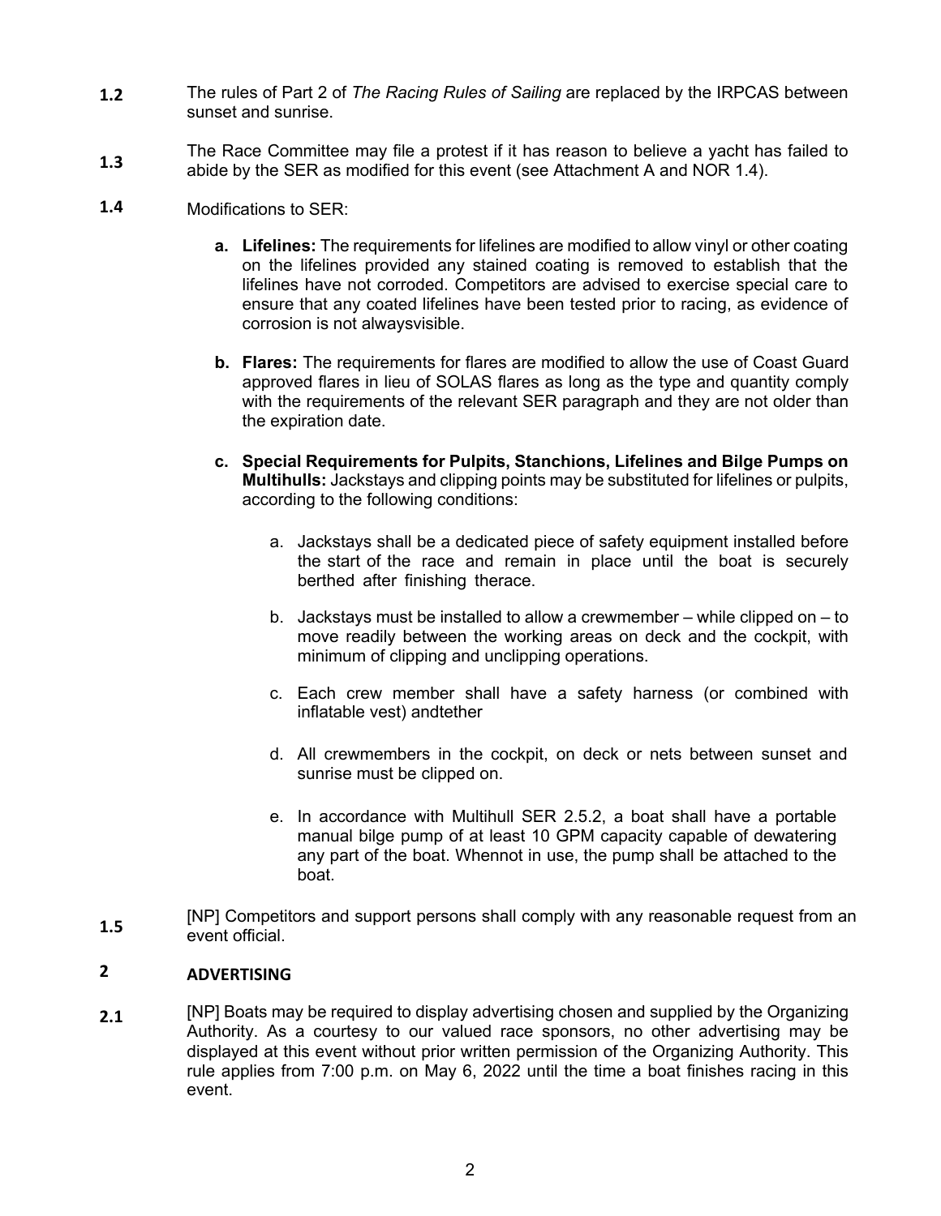**1.2** The rules of Part 2 of *The Racing Rules of Sailing* are replaced by the IRPCAS between sunset and sunrise.

**1.3** The Race Committee may file a protest if it has reason to believe a yacht has failed to abide by the SER as modified for this event (see Attachment A and NOR 1.4).

**1.4** Modifications to SER:

- **a. Lifelines:** The requirements for lifelines are modified to allow vinyl or other coating on the lifelines provided any stained coating is removed to establish that the lifelines have not corroded. Competitors are advised to exercise special care to ensure that any coated lifelines have been tested prior to racing, as evidence of corrosion is not alwaysvisible.

- **b. Flares:** The requirements for flares are modified to allow the use of Coast Guard approved flares in lieu of SOLAS flares as long as the type and quantity comply with the requirements of the relevant SER paragraph and they are not older than the expiration date.

- **c. Special Requirements for Pulpits, Stanchions, Lifelines and Bilge Pumps on Multihulls:** Jackstays and clipping points may be substituted for lifelines or pulpits, according to the following conditions:

  - a. Jackstays shall be a dedicated piece of safety equipment installed before the start of the race and remain in place until the boat is securely berthed after finishing therace.

  - b. Jackstays must be installed to allow a crewmember – while clipped on – to move readily between the working areas on deck and the cockpit, with minimum of clipping and unclipping operations.

  - c. Each crew member shall have a safety harness (or combined with inflatable vest) andtether

  - d. All crewmembers in the cockpit, on deck or nets between sunset and sunrise must be clipped on.

  - e. In accordance with Multihull SER 2.5.2, a boat shall have a portable manual bilge pump of at least 10 GPM capacity capable of dewatering any part of the boat. Whennot in use, the pump shall be attached to the boat.

**1.5** [NP] Competitors and support persons shall comply with any reasonable request from an event official.

## 2 ADVERTISING

**2.1** [NP] Boats may be required to display advertising chosen and supplied by the Organizing Authority. As a courtesy to our valued race sponsors, no other advertising may be displayed at this event without prior written permission of the Organizing Authority. This rule applies from 7:00 p.m. on May 6, 2022 until the time a boat finishes racing in this event.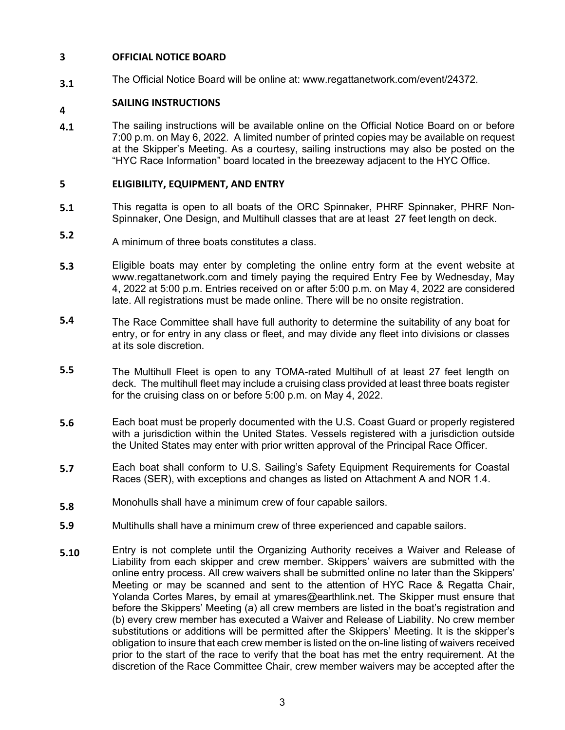## 3 OFFICIAL NOTICE BOARD

**3.1** The Official Notice Board will be online at: www.regattanetwork.com/event/24372.

## 4 SAILING INSTRUCTIONS

**4.1** The sailing instructions will be available online on the Official Notice Board on or before 7:00 p.m. on May 6, 2022. A limited number of printed copies may be available on request at the Skipper's Meeting. As a courtesy, sailing instructions may also be posted on the "HYC Race Information" board located in the breezeway adjacent to the HYC Office.

## 5 ELIGIBILITY, EQUIPMENT, AND ENTRY

**5.1** This regatta is open to all boats of the ORC Spinnaker, PHRF Spinnaker, PHRF Non-Spinnaker, One Design, and Multihull classes that are at least 27 feet length on deck.

**5.2** A minimum of three boats constitutes a class.

**5.3** Eligible boats may enter by completing the online entry form at the event website at www.regattanetwork.com and timely paying the required Entry Fee by Wednesday, May 4, 2022 at 5:00 p.m. Entries received on or after 5:00 p.m. on May 4, 2022 are considered late. All registrations must be made online. There will be no onsite registration.

**5.4** The Race Committee shall have full authority to determine the suitability of any boat for entry, or for entry in any class or fleet, and may divide any fleet into divisions or classes at its sole discretion.

**5.5** The Multihull Fleet is open to any TOMA-rated Multihull of at least 27 feet length on deck. The multihull fleet may include a cruising class provided at least three boats register for the cruising class on or before 5:00 p.m. on May 4, 2022.

**5.6** Each boat must be properly documented with the U.S. Coast Guard or properly registered with a jurisdiction within the United States. Vessels registered with a jurisdiction outside the United States may enter with prior written approval of the Principal Race Officer.

**5.7** Each boat shall conform to U.S. Sailing's Safety Equipment Requirements for Coastal Races (SER), with exceptions and changes as listed on Attachment A and NOR 1.4.

**5.8** Monohulls shall have a minimum crew of four capable sailors.

**5.9** Multihulls shall have a minimum crew of three experienced and capable sailors.

**5.10** Entry is not complete until the Organizing Authority receives a Waiver and Release of Liability from each skipper and crew member. Skippers' waivers are submitted with the online entry process. All crew waivers shall be submitted online no later than the Skippers' Meeting or may be scanned and sent to the attention of HYC Race & Regatta Chair, Yolanda Cortes Mares, by email at ymares@earthlink.net. The Skipper must ensure that before the Skippers' Meeting (a) all crew members are listed in the boat's registration and (b) every crew member has executed a Waiver and Release of Liability. No crew member substitutions or additions will be permitted after the Skippers' Meeting. It is the skipper's obligation to insure that each crew member is listed on the on-line listing of waivers received prior to the start of the race to verify that the boat has met the entry requirement. At the discretion of the Race Committee Chair, crew member waivers may be accepted after the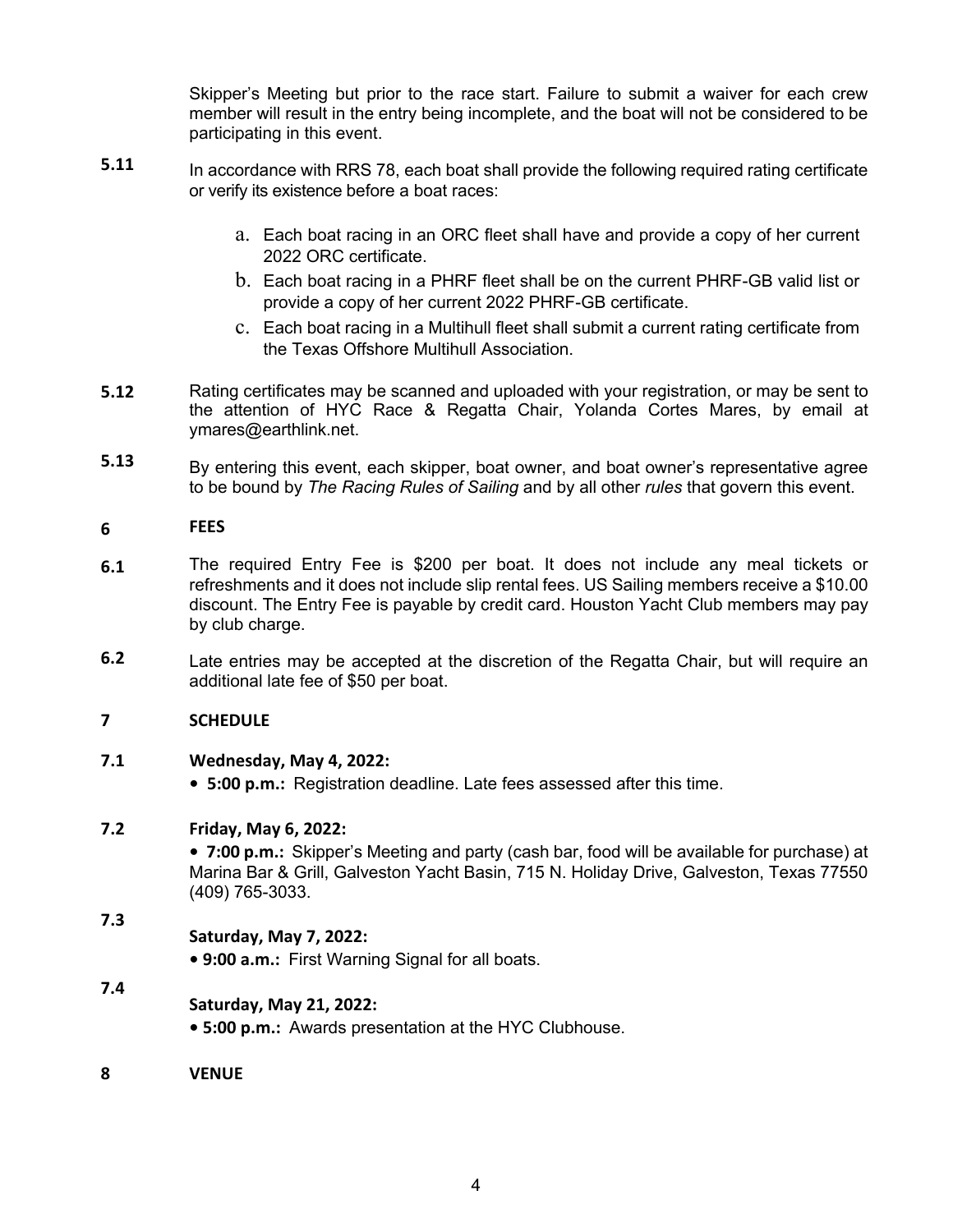Skipper's Meeting but prior to the race start. Failure to submit a waiver for each crew member will result in the entry being incomplete, and the boat will not be considered to be participating in this event.

**5.11** In accordance with RRS 78, each boat shall provide the following required rating certificate or verify its existence before a boat races:

a. Each boat racing in an ORC fleet shall have and provide a copy of her current 2022 ORC certificate.

b. Each boat racing in a PHRF fleet shall be on the current PHRF-GB valid list or provide a copy of her current 2022 PHRF-GB certificate.

c. Each boat racing in a Multihull fleet shall submit a current rating certificate from the Texas Offshore Multihull Association.

**5.12** Rating certificates may be scanned and uploaded with your registration, or may be sent to the attention of HYC Race & Regatta Chair, Yolanda Cortes Mares, by email at ymares@earthlink.net.

**5.13** By entering this event, each skipper, boat owner, and boat owner's representative agree to be bound by *The Racing Rules of Sailing* and by all other *rules* that govern this event.

## 6 FEES

**6.1** The required Entry Fee is $200 per boat. It does not include any meal tickets or refreshments and it does not include slip rental fees. US Sailing members receive a $10.00 discount. The Entry Fee is payable by credit card. Houston Yacht Club members may pay by club charge.

**6.2** Late entries may be accepted at the discretion of the Regatta Chair, but will require an additional late fee of $50 per boat.

## 7 SCHEDULE

**7.1** **Wednesday, May 4, 2022:**

- **5:00 p.m.:** Registration deadline. Late fees assessed after this time.

**7.2** **Friday, May 6, 2022:**

- **7:00 p.m.:** Skipper's Meeting and party (cash bar, food will be available for purchase) at Marina Bar & Grill, Galveston Yacht Basin, 715 N. Holiday Drive, Galveston, Texas 77550 (409) 765-3033.

**7.3** **Saturday, May 7, 2022:**

- **9:00 a.m.:** First Warning Signal for all boats.

**7.4** **Saturday, May 21, 2022:**

- **5:00 p.m.:** Awards presentation at the HYC Clubhouse.

## 8 VENUE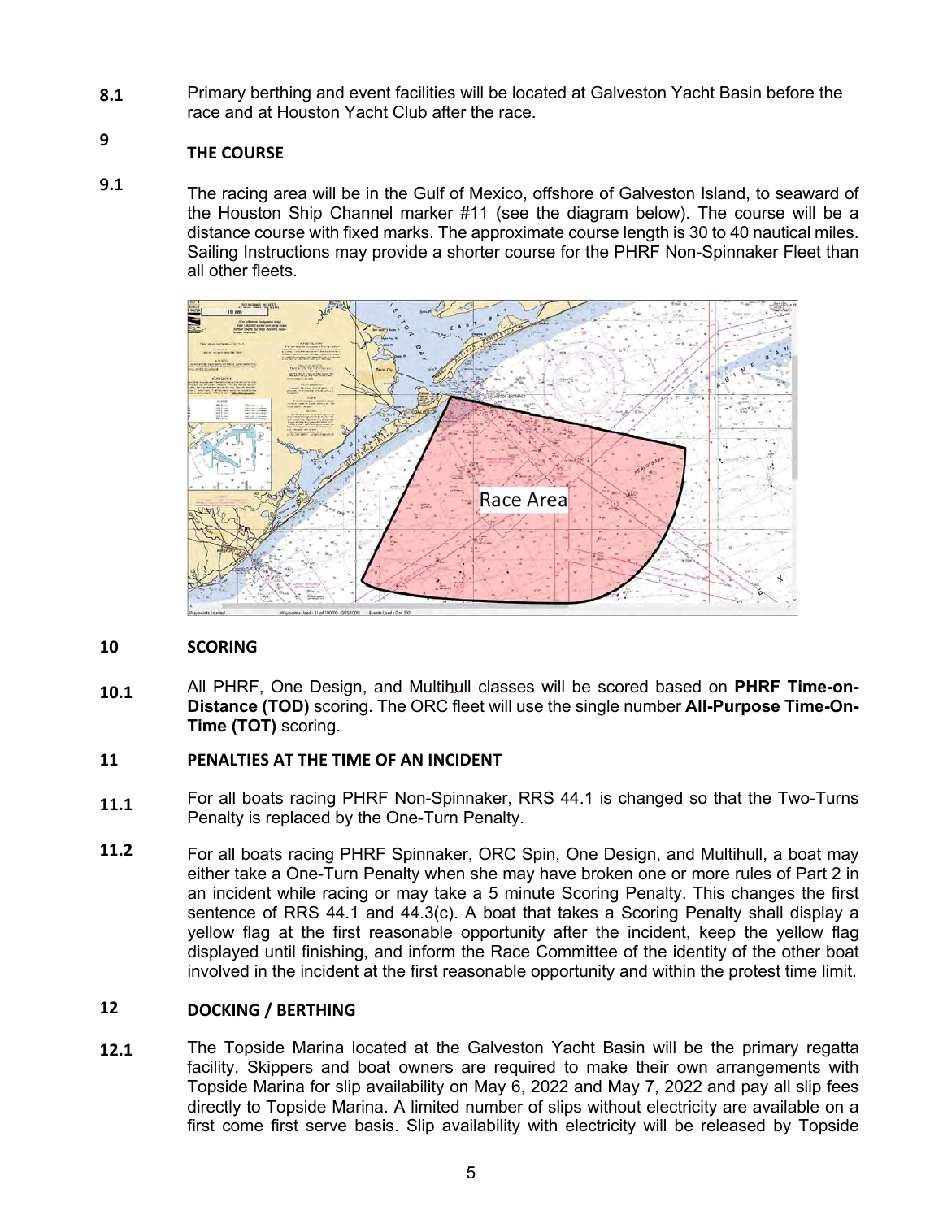**8.1** Primary berthing and event facilities will be located at Galveston Yacht Basin before the race and at Houston Yacht Club after the race.

## 9 THE COURSE

**9.1** The racing area will be in the Gulf of Mexico, offshore of Galveston Island, to seaward of the Houston Ship Channel marker #11 (see the diagram below). The course will be a distance course with fixed marks. The approximate course length is 30 to 40 nautical miles. Sailing Instructions may provide a shorter course for the PHRF Non-Spinnaker Fleet than all other fleets.

## 10 SCORING

**10.1** All PHRF, One Design, and Multihull classes will be scored based on **PHRF Time-on-Distance (TOD)** scoring. The ORC fleet will use the single number **All-Purpose Time-On-Time (TOT)** scoring.

## 11 PENALTIES AT THE TIME OF AN INCIDENT

**11.1** For all boats racing PHRF Non-Spinnaker, RRS 44.1 is changed so that the Two-Turns Penalty is replaced by the One-Turn Penalty.

**11.2** For all boats racing PHRF Spinnaker, ORC Spin, One Design, and Multihull, a boat may either take a One-Turn Penalty when she may have broken one or more rules of Part 2 in an incident while racing or may take a 5 minute Scoring Penalty. This changes the first sentence of RRS 44.1 and 44.3(c). A boat that takes a Scoring Penalty shall display a yellow flag at the first reasonable opportunity after the incident, keep the yellow flag displayed until finishing, and inform the Race Committee of the identity of the other boat involved in the incident at the first reasonable opportunity and within the protest time limit.

## 12 DOCKING / BERTHING

**12.1** The Topside Marina located at the Galveston Yacht Basin will be the primary regatta facility. Skippers and boat owners are required to make their own arrangements with Topside Marina for slip availability on May 6, 2022 and May 7, 2022 and pay all slip fees directly to Topside Marina. A limited number of slips without electricity are available on a first come first serve basis. Slip availability with electricity will be released by Topside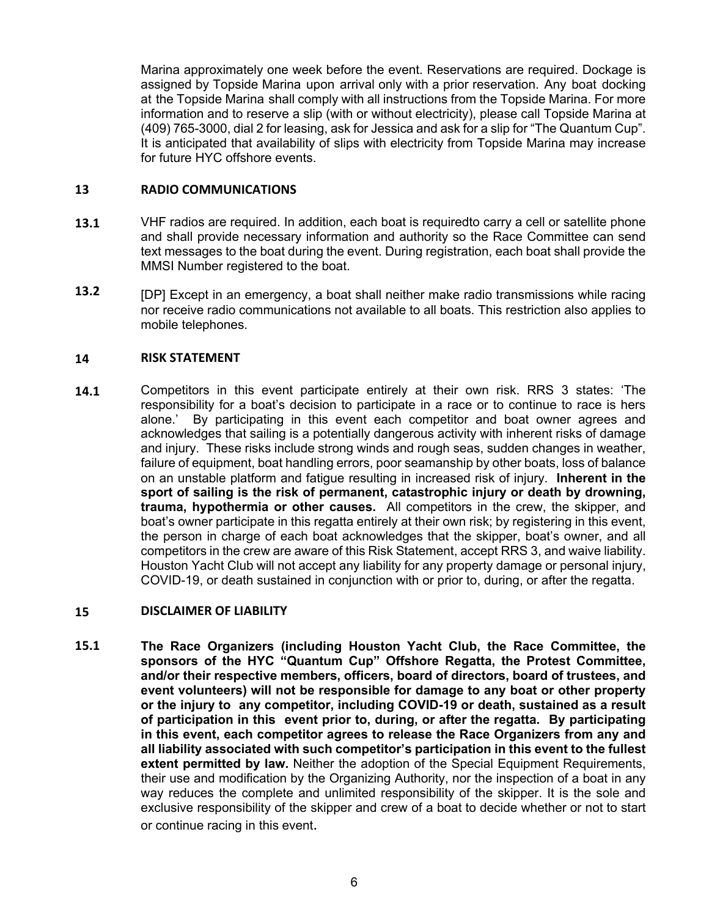Marina approximately one week before the event. Reservations are required. Dockage is assigned by Topside Marina upon arrival only with a prior reservation. Any boat docking at the Topside Marina shall comply with all instructions from the Topside Marina. For more information and to reserve a slip (with or without electricity), please call Topside Marina at (409) 765-3000, dial 2 for leasing, ask for Jessica and ask for a slip for "The Quantum Cup". It is anticipated that availability of slips with electricity from Topside Marina may increase for future HYC offshore events.

## 13 RADIO COMMUNICATIONS

**13.1** VHF radios are required. In addition, each boat is requiredto carry a cell or satellite phone and shall provide necessary information and authority so the Race Committee can send text messages to the boat during the event. During registration, each boat shall provide the MMSI Number registered to the boat.

**13.2** [DP] Except in an emergency, a boat shall neither make radio transmissions while racing nor receive radio communications not available to all boats. This restriction also applies to mobile telephones.

## 14 RISK STATEMENT

**14.1** Competitors in this event participate entirely at their own risk. RRS 3 states: 'The responsibility for a boat's decision to participate in a race or to continue to race is hers alone.' By participating in this event each competitor and boat owner agrees and acknowledges that sailing is a potentially dangerous activity with inherent risks of damage and injury. These risks include strong winds and rough seas, sudden changes in weather, failure of equipment, boat handling errors, poor seamanship by other boats, loss of balance on an unstable platform and fatigue resulting in increased risk of injury. **Inherent in the sport of sailing is the risk of permanent, catastrophic injury or death by drowning, trauma, hypothermia or other causes.** All competitors in the crew, the skipper, and boat's owner participate in this regatta entirely at their own risk; by registering in this event, the person in charge of each boat acknowledges that the skipper, boat's owner, and all competitors in the crew are aware of this Risk Statement, accept RRS 3, and waive liability. Houston Yacht Club will not accept any liability for any property damage or personal injury, COVID-19, or death sustained in conjunction with or prior to, during, or after the regatta.

## 15 DISCLAIMER OF LIABILITY

**15.1** **The Race Organizers (including Houston Yacht Club, the Race Committee, the sponsors of the HYC "Quantum Cup" Offshore Regatta, the Protest Committee, and/or their respective members, officers, board of directors, board of trustees, and event volunteers) will not be responsible for damage to any boat or other property or the injury to any competitor, including COVID-19 or death, sustained as a result of participation in this event prior to, during, or after the regatta. By participating in this event, each competitor agrees to release the Race Organizers from any and all liability associated with such competitor's participation in this event to the fullest extent permitted by law.** Neither the adoption of the Special Equipment Requirements, their use and modification by the Organizing Authority, nor the inspection of a boat in any way reduces the complete and unlimited responsibility of the skipper. It is the sole and exclusive responsibility of the skipper and crew of a boat to decide whether or not to start or continue racing in this event.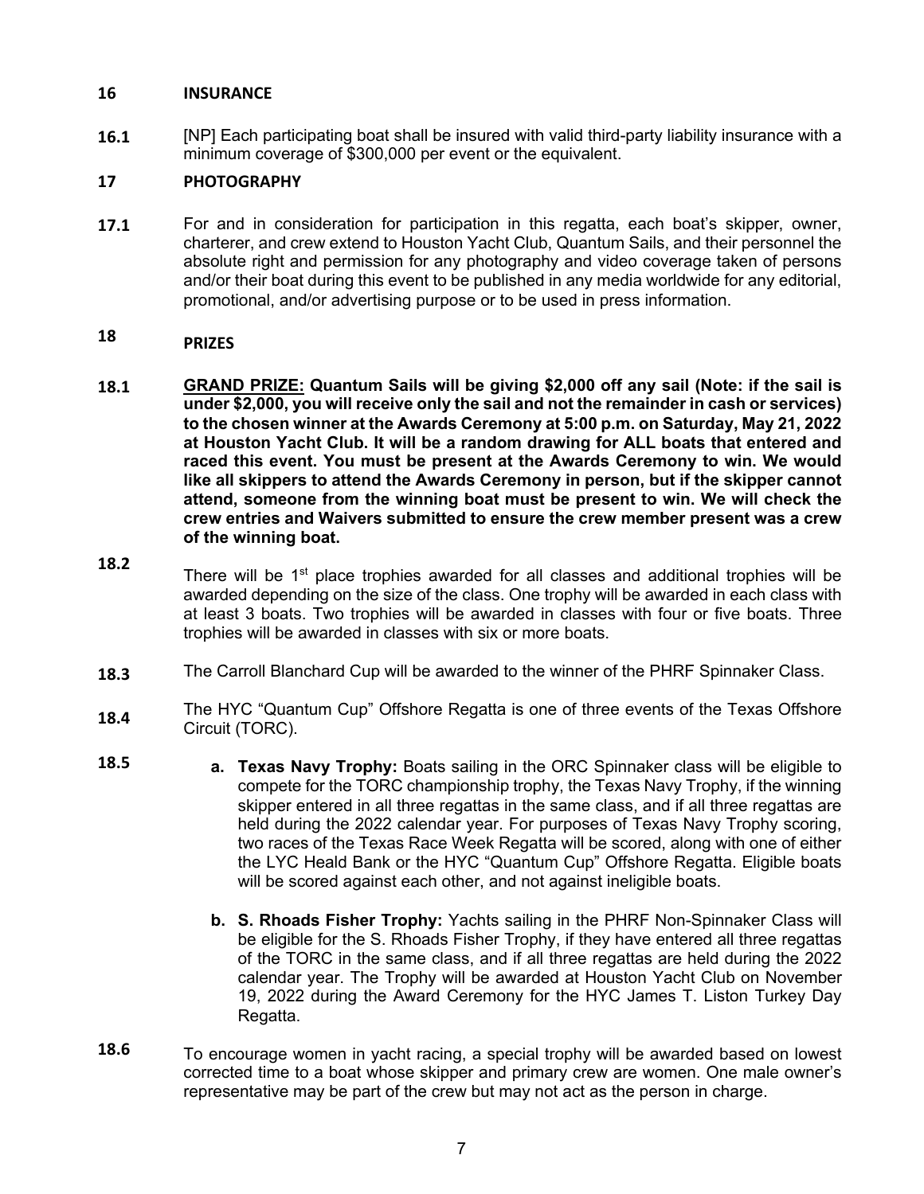## 16 INSURANCE

**16.1** [NP] Each participating boat shall be insured with valid third-party liability insurance with a minimum coverage of $300,000 per event or the equivalent.

## 17 PHOTOGRAPHY

**17.1** For and in consideration for participation in this regatta, each boat's skipper, owner, charterer, and crew extend to Houston Yacht Club, Quantum Sails, and their personnel the absolute right and permission for any photography and video coverage taken of persons and/or their boat during this event to be published in any media worldwide for any editorial, promotional, and/or advertising purpose or to be used in press information.

## 18 PRIZES

**18.1** **<u>GRAND PRIZE:</u> Quantum Sails will be giving $2,000 off any sail (Note: if the sail is under $2,000, you will receive only the sail and not the remainder in cash or services) to the chosen winner at the Awards Ceremony at 5:00 p.m. on Saturday, May 21, 2022 at Houston Yacht Club. It will be a random drawing for ALL boats that entered and raced this event. You must be present at the Awards Ceremony to win. We would like all skippers to attend the Awards Ceremony in person, but if the skipper cannot attend, someone from the winning boat must be present to win. We will check the crew entries and Waivers submitted to ensure the crew member present was a crew of the winning boat.**

**18.2** There will be 1st place trophies awarded for all classes and additional trophies will be awarded depending on the size of the class. One trophy will be awarded in each class with at least 3 boats. Two trophies will be awarded in classes with four or five boats. Three trophies will be awarded in classes with six or more boats.

**18.3** The Carroll Blanchard Cup will be awarded to the winner of the PHRF Spinnaker Class.

**18.4** The HYC "Quantum Cup" Offshore Regatta is one of three events of the Texas Offshore Circuit (TORC).

**18.5**

- **a. Texas Navy Trophy:** Boats sailing in the ORC Spinnaker class will be eligible to compete for the TORC championship trophy, the Texas Navy Trophy, if the winning skipper entered in all three regattas in the same class, and if all three regattas are held during the 2022 calendar year. For purposes of Texas Navy Trophy scoring, two races of the Texas Race Week Regatta will be scored, along with one of either the LYC Heald Bank or the HYC "Quantum Cup" Offshore Regatta. Eligible boats will be scored against each other, and not against ineligible boats.

- **b. S. Rhoads Fisher Trophy:** Yachts sailing in the PHRF Non-Spinnaker Class will be eligible for the S. Rhoads Fisher Trophy, if they have entered all three regattas of the TORC in the same class, and if all three regattas are held during the 2022 calendar year. The Trophy will be awarded at Houston Yacht Club on November 19, 2022 during the Award Ceremony for the HYC James T. Liston Turkey Day Regatta.

**18.6** To encourage women in yacht racing, a special trophy will be awarded based on lowest corrected time to a boat whose skipper and primary crew are women. One male owner's representative may be part of the crew but may not act as the person in charge.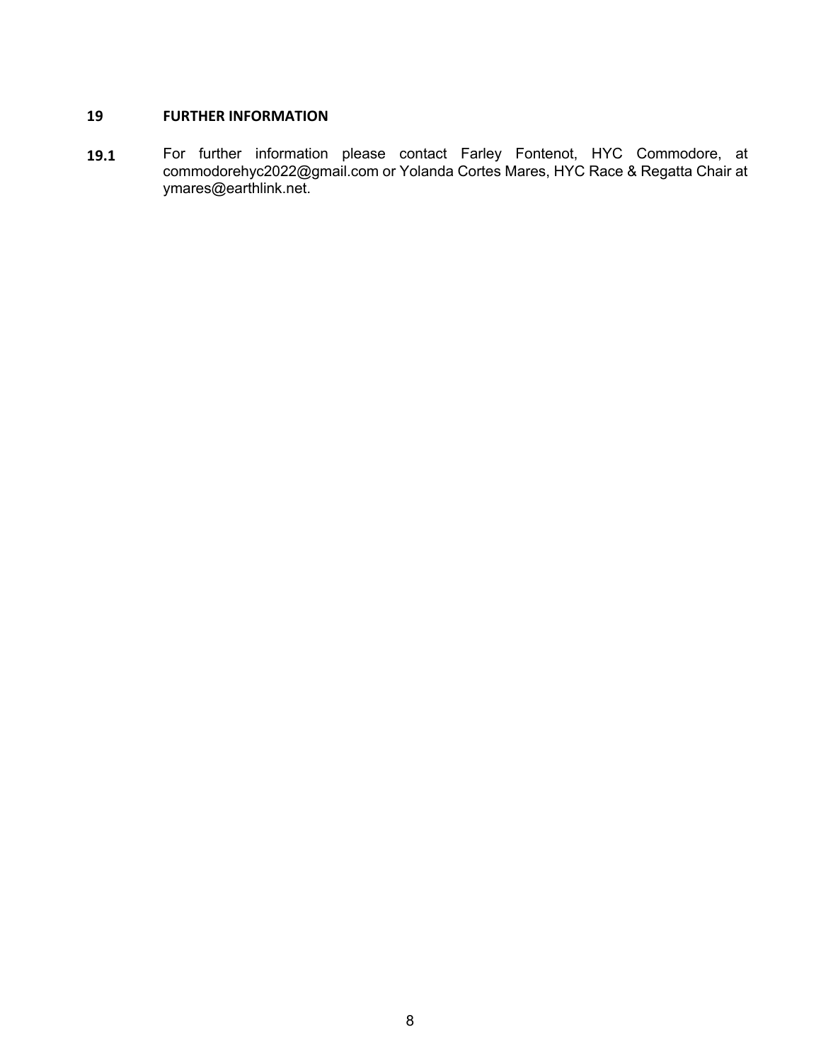## 19 FURTHER INFORMATION

**19.1** For further information please contact Farley Fontenot, HYC Commodore, at commodorehyc2022@gmail.com or Yolanda Cortes Mares, HYC Race & Regatta Chair at ymares@earthlink.net.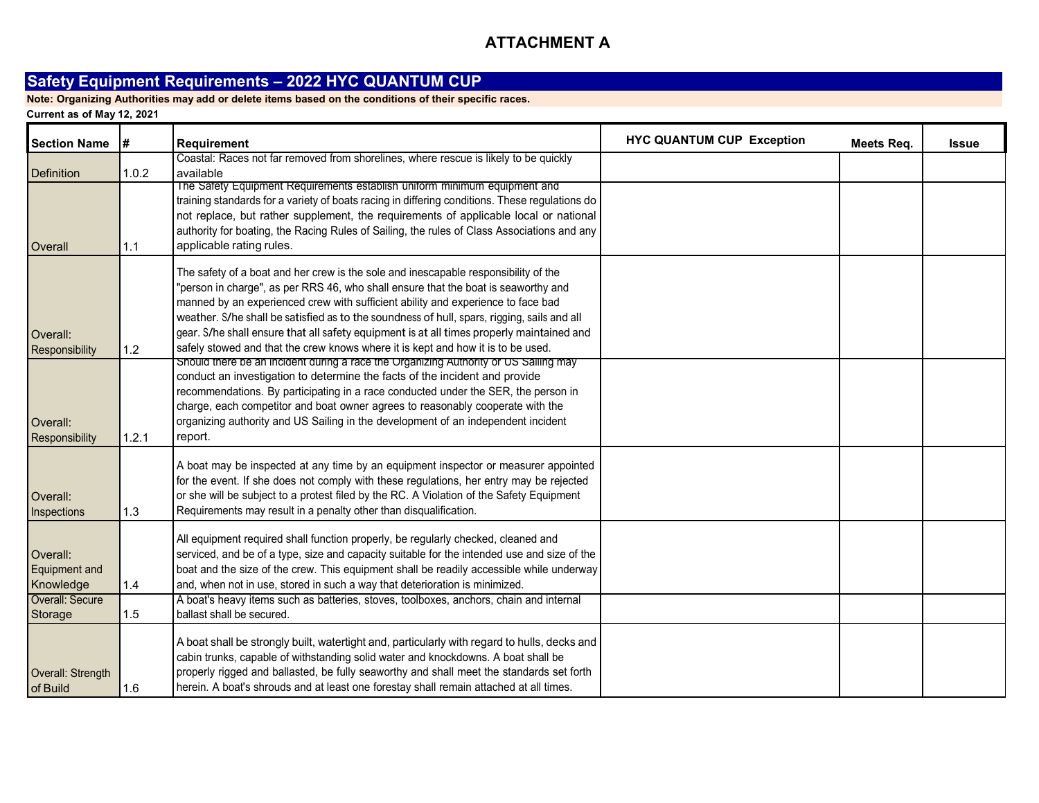# ATTACHMENT A

## Safety Equipment Requirements – 2022 HYC QUANTUM CUP

**Note: Organizing Authorities may add or delete items based on the conditions of their specific races.**

**Current as of May 12, 2021**

| Section Name | # | Requirement | HYC QUANTUM CUP Exception | Meets Req. | Issue |
|---|---|---|---|---|---|
| Definition | 1.0.2 | Coastal: Races not far removed from shorelines, where rescue is likely to be quickly available | | | |
| Overall | 1.1 | The Safety Equipment Requirements establish uniform minimum equipment and training standards for a variety of boats racing in differing conditions. These regulations do not replace, but rather supplement, the requirements of applicable local or national authority for boating, the Racing Rules of Sailing, the rules of Class Associations and any applicable rating rules. | | | |
| Overall: Responsibility | 1.2 | The safety of a boat and her crew is the sole and inescapable responsibility of the "person in charge", as per RRS 46, who shall ensure that the boat is seaworthy and manned by an experienced crew with sufficient ability and experience to face bad weather. S/he shall be satisfied as to the soundness of hull, spars, rigging, sails and all gear. S/he shall ensure that all safety equipment is at all times properly maintained and safely stowed and that the crew knows where it is kept and how it is to be used. | | | |
| Overall: Responsibility | 1.2.1 | Should there be an incident during a race the Organizing Authority or US Sailing may conduct an investigation to determine the facts of the incident and provide recommendations. By participating in a race conducted under the SER, the person in charge, each competitor and boat owner agrees to reasonably cooperate with the organizing authority and US Sailing in the development of an independent incident report. | | | |
| Overall: Inspections | 1.3 | A boat may be inspected at any time by an equipment inspector or measurer appointed for the event. If she does not comply with these regulations, her entry may be rejected or she will be subject to a protest filed by the RC. A Violation of the Safety Equipment Requirements may result in a penalty other than disqualification. | | | |
| Overall: Equipment and Knowledge | 1.4 | All equipment required shall function properly, be regularly checked, cleaned and serviced, and be of a type, size and capacity suitable for the intended use and size of the boat and the size of the crew. This equipment shall be readily accessible while underway and, when not in use, stored in such a way that deterioration is minimized. | | | |
| Overall: Secure Storage | 1.5 | A boat's heavy items such as batteries, stoves, toolboxes, anchors, chain and internal ballast shall be secured. | | | |
| Overall: Strength of Build | 1.6 | A boat shall be strongly built, watertight and, particularly with regard to hulls, decks and cabin trunks, capable of withstanding solid water and knockdowns. A boat shall be properly rigged and ballasted, be fully seaworthy and shall meet the standards set forth herein. A boat's shrouds and at least one forestay shall remain attached at all times. | | | |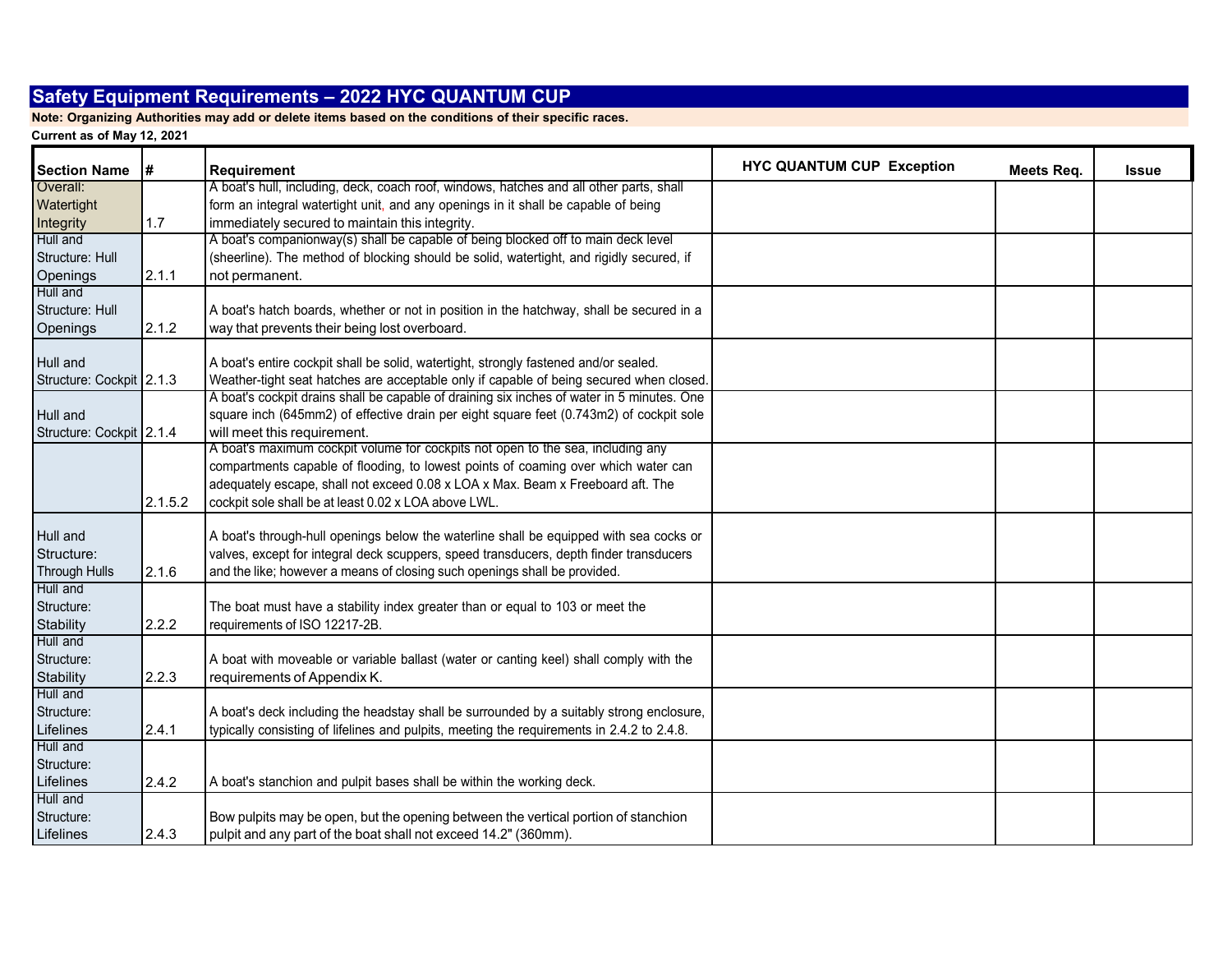## Safety Equipment Requirements – 2022 HYC QUANTUM CUP

**Note: Organizing Authorities may add or delete items based on the conditions of their specific races.**

**Current as of May 12, 2021**

| Section Name | # | Requirement | HYC QUANTUM CUP Exception | Meets Req. | Issue |
|---|---|---|---|---|---|
| Overall: Watertight Integrity | 1.7 | A boat's hull, including, deck, coach roof, windows, hatches and all other parts, shall form an integral watertight unit, and any openings in it shall be capable of being immediately secured to maintain this integrity. | | | |
| Hull and Structure: Hull Openings | 2.1.1 | A boat's companionway(s) shall be capable of being blocked off to main deck level (sheerline). The method of blocking should be solid, watertight, and rigidly secured, if not permanent. | | | |
| Hull and Structure: Hull Openings | 2.1.2 | A boat's hatch boards, whether or not in position in the hatchway, shall be secured in a way that prevents their being lost overboard. | | | |
| Hull and Structure: Cockpit | 2.1.3 | A boat's entire cockpit shall be solid, watertight, strongly fastened and/or sealed. Weather-tight seat hatches are acceptable only if capable of being secured when closed. | | | |
| Hull and Structure: Cockpit | 2.1.4 | A boat's cockpit drains shall be capable of draining six inches of water in 5 minutes. One square inch (645mm2) of effective drain per eight square feet (0.743m2) of cockpit sole will meet this requirement. | | | |
| | 2.1.5.2 | A boat's maximum cockpit volume for cockpits not open to the sea, including any compartments capable of flooding, to lowest points of coaming over which water can adequately escape, shall not exceed 0.08 x LOA x Max. Beam x Freeboard aft. The cockpit sole shall be at least 0.02 x LOA above LWL. | | | |
| Hull and Structure: Through Hulls | 2.1.6 | A boat's through-hull openings below the waterline shall be equipped with sea cocks or valves, except for integral deck scuppers, speed transducers, depth finder transducers and the like; however a means of closing such openings shall be provided. | | | |
| Hull and Structure: Stability | 2.2.2 | The boat must have a stability index greater than or equal to 103 or meet the requirements of ISO 12217-2B. | | | |
| Hull and Structure: Stability | 2.2.3 | A boat with moveable or variable ballast (water or canting keel) shall comply with the requirements of Appendix K. | | | |
| Hull and Structure: Lifelines | 2.4.1 | A boat's deck including the headstay shall be surrounded by a suitably strong enclosure, typically consisting of lifelines and pulpits, meeting the requirements in 2.4.2 to 2.4.8. | | | |
| Hull and Structure: Lifelines | 2.4.2 | A boat's stanchion and pulpit bases shall be within the working deck. | | | |
| Hull and Structure: Lifelines | 2.4.3 | Bow pulpits may be open, but the opening between the vertical portion of stanchion pulpit and any part of the boat shall not exceed 14.2" (360mm). | | | |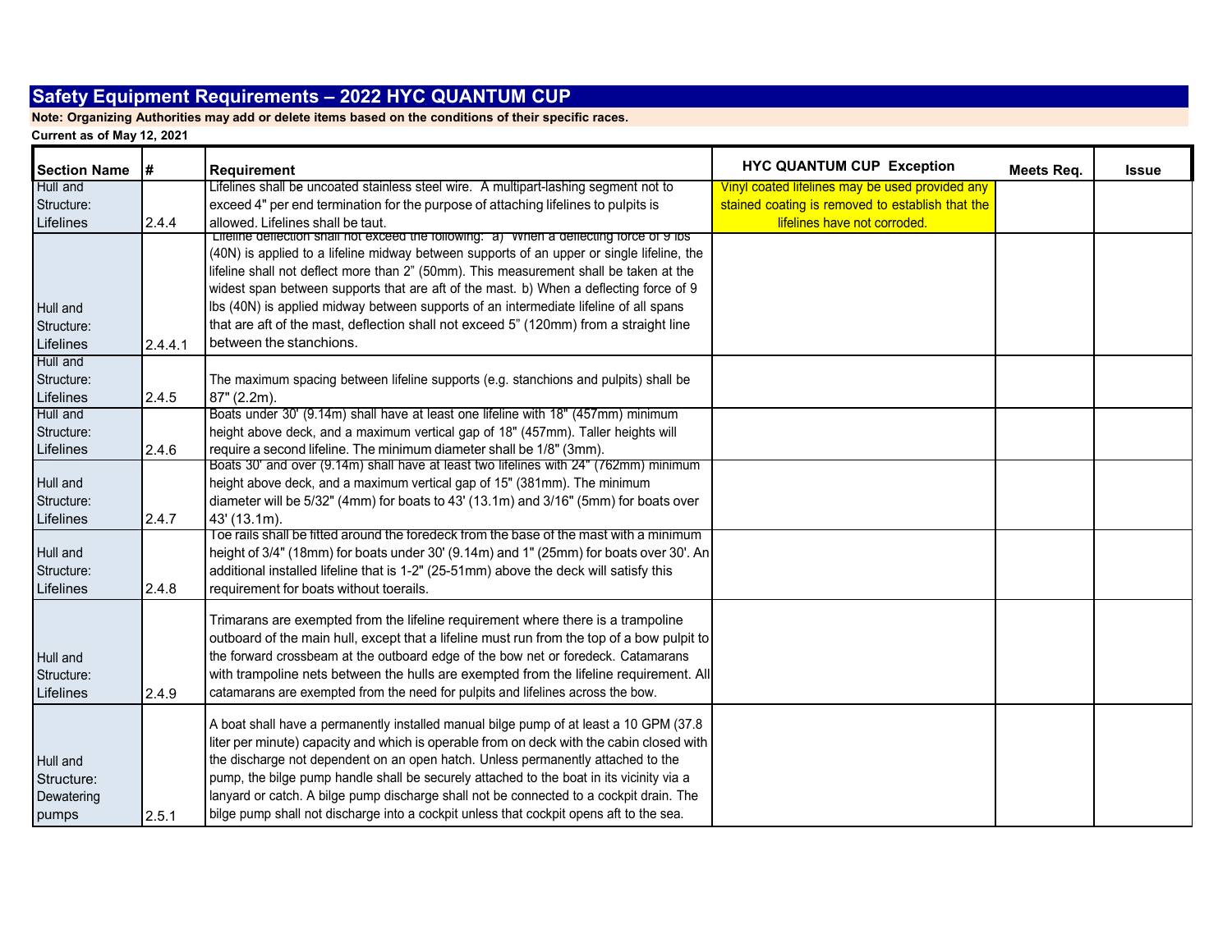## Safety Equipment Requirements – 2022 HYC QUANTUM CUP

**Note: Organizing Authorities may add or delete items based on the conditions of their specific races.**

**Current as of May 12, 2021**

| Section Name | # | Requirement | HYC QUANTUM CUP Exception | Meets Req. | Issue |
|---|---|---|---|---|---|
| Hull and Structure: Lifelines | 2.4.4 | Lifelines shall be uncoated stainless steel wire. A multipart-lashing segment not to exceed 4" per end termination for the purpose of attaching lifelines to pulpits is allowed. Lifelines shall be taut. | Vinyl coated lifelines may be used provided any stained coating is removed to establish that the lifelines have not corroded. | | |
| Hull and Structure: Lifelines | 2.4.4.1 | Lifeline deflection shall not exceed the following: a) When a deflecting force of 9 lbs (40N) is applied to a lifeline midway between supports of an upper or single lifeline, the lifeline shall not deflect more than 2" (50mm). This measurement shall be taken at the widest span between supports that are aft of the mast. b) When a deflecting force of 9 lbs (40N) is applied midway between supports of an intermediate lifeline of all spans that are aft of the mast, deflection shall not exceed 5" (120mm) from a straight line between the stanchions. | | | |
| Hull and Structure: Lifelines | 2.4.5 | The maximum spacing between lifeline supports (e.g. stanchions and pulpits) shall be 87" (2.2m). | | | |
| Hull and Structure: Lifelines | 2.4.6 | Boats under 30' (9.14m) shall have at least one lifeline with 18" (457mm) minimum height above deck, and a maximum vertical gap of 18" (457mm). Taller heights will require a second lifeline. The minimum diameter shall be 1/8" (3mm). | | | |
| Hull and Structure: Lifelines | 2.4.7 | Boats 30' and over (9.14m) shall have at least two lifelines with 24" (762mm) minimum height above deck, and a maximum vertical gap of 15" (381mm). The minimum diameter will be 5/32" (4mm) for boats to 43' (13.1m) and 3/16" (5mm) for boats over 43' (13.1m). | | | |
| Hull and Structure: Lifelines | 2.4.8 | Toe rails shall be fitted around the foredeck from the base of the mast with a minimum height of 3/4" (18mm) for boats under 30' (9.14m) and 1" (25mm) for boats over 30'. An additional installed lifeline that is 1-2" (25-51mm) above the deck will satisfy this requirement for boats without toerails. | | | |
| Hull and Structure: Lifelines | 2.4.9 | Trimarans are exempted from the lifeline requirement where there is a trampoline outboard of the main hull, except that a lifeline must run from the top of a bow pulpit to the forward crossbeam at the outboard edge of the bow net or foredeck. Catamarans with trampoline nets between the hulls are exempted from the lifeline requirement. All catamarans are exempted from the need for pulpits and lifelines across the bow. | | | |
| Hull and Structure: Dewatering pumps | 2.5.1 | A boat shall have a permanently installed manual bilge pump of at least a 10 GPM (37.8 liter per minute) capacity and which is operable from on deck with the cabin closed with the discharge not dependent on an open hatch. Unless permanently attached to the pump, the bilge pump handle shall be securely attached to the boat in its vicinity via a lanyard or catch. A bilge pump discharge shall not be connected to a cockpit drain. The bilge pump shall not discharge into a cockpit unless that cockpit opens aft to the sea. | | | |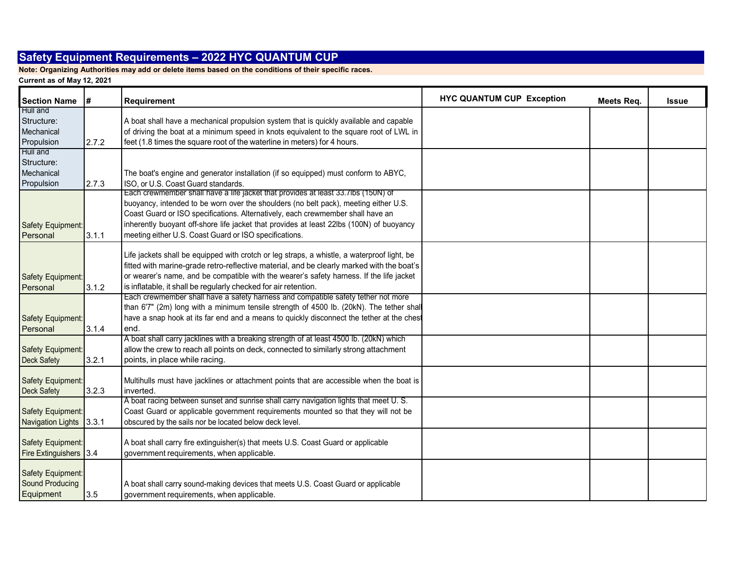## Safety Equipment Requirements – 2022 HYC QUANTUM CUP

**Note: Organizing Authorities may add or delete items based on the conditions of their specific races.**

**Current as of May 12, 2021**

| Section Name | # | Requirement | HYC QUANTUM CUP Exception | Meets Req. | Issue |
|---|---|---|---|---|---|
| Hull and Structure: Mechanical Propulsion | 2.7.2 | A boat shall have a mechanical propulsion system that is quickly available and capable of driving the boat at a minimum speed in knots equivalent to the square root of LWL in feet (1.8 times the square root of the waterline in meters) for 4 hours. | | | |
| Hull and Structure: Mechanical Propulsion | 2.7.3 | The boat's engine and generator installation (if so equipped) must conform to ABYC, ISO, or U.S. Coast Guard standards. | | | |
| Safety Equipment: Personal | 3.1.1 | Each crewmember shall have a life jacket that provides at least 33.7lbs (150N) of buoyancy, intended to be worn over the shoulders (no belt pack), meeting either U.S. Coast Guard or ISO specifications. Alternatively, each crewmember shall have an inherently buoyant off-shore life jacket that provides at least 22lbs (100N) of buoyancy meeting either U.S. Coast Guard or ISO specifications. | | | |
| Safety Equipment: Personal | 3.1.2 | Life jackets shall be equipped with crotch or leg straps, a whistle, a waterproof light, be fitted with marine-grade retro-reflective material, and be clearly marked with the boat's or wearer's name, and be compatible with the wearer's safety harness. If the life jacket is inflatable, it shall be regularly checked for air retention. | | | |
| Safety Equipment: Personal | 3.1.4 | Each crewmember shall have a safety harness and compatible safety tether not more than 6'7" (2m) long with a minimum tensile strength of 4500 lb. (20kN). The tether shall have a snap hook at its far end and a means to quickly disconnect the tether at the chest end. | | | |
| Safety Equipment: Deck Safety | 3.2.1 | A boat shall carry jacklines with a breaking strength of at least 4500 lb. (20kN) which allow the crew to reach all points on deck, connected to similarly strong attachment points, in place while racing. | | | |
| Safety Equipment: Deck Safety | 3.2.3 | Multihulls must have jacklines or attachment points that are accessible when the boat is inverted. | | | |
| Safety Equipment: Navigation Lights | 3.3.1 | A boat racing between sunset and sunrise shall carry navigation lights that meet U. S. Coast Guard or applicable government requirements mounted so that they will not be obscured by the sails nor be located below deck level. | | | |
| Safety Equipment: Fire Extinguishers | 3.4 | A boat shall carry fire extinguisher(s) that meets U.S. Coast Guard or applicable government requirements, when applicable. | | | |
| Safety Equipment: Sound Producing Equipment | 3.5 | A boat shall carry sound-making devices that meets U.S. Coast Guard or applicable government requirements, when applicable. | | | |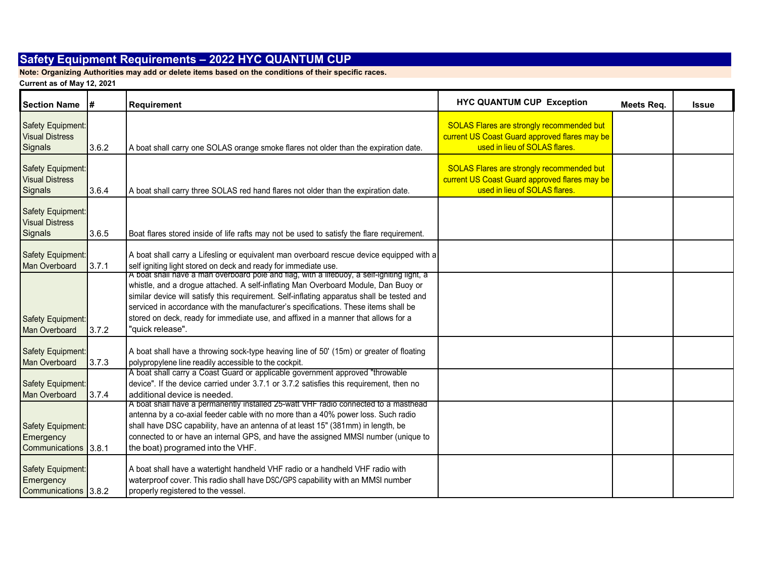## Safety Equipment Requirements – 2022 HYC QUANTUM CUP

**Note: Organizing Authorities may add or delete items based on the conditions of their specific races.**

**Current as of May 12, 2021**

| Section Name | # | Requirement | HYC QUANTUM CUP Exception | Meets Req. | Issue |
|---|---|---|---|---|---|
| Safety Equipment: Visual Distress Signals | 3.6.2 | A boat shall carry one SOLAS orange smoke flares not older than the expiration date. | SOLAS Flares are strongly recommended but current US Coast Guard approved flares may be used in lieu of SOLAS flares. | | |
| Safety Equipment: Visual Distress Signals | 3.6.4 | A boat shall carry three SOLAS red hand flares not older than the expiration date. | SOLAS Flares are strongly recommended but current US Coast Guard approved flares may be used in lieu of SOLAS flares. | | |
| Safety Equipment: Visual Distress Signals | 3.6.5 | Boat flares stored inside of life rafts may not be used to satisfy the flare requirement. | | | |
| Safety Equipment: Man Overboard | 3.7.1 | A boat shall carry a Lifesling or equivalent man overboard rescue device equipped with a self igniting light stored on deck and ready for immediate use. | | | |
| Safety Equipment: Man Overboard | 3.7.2 | A boat shall have a man overboard pole and flag, with a lifebuoy, a self-igniting light, a whistle, and a drogue attached. A self-inflating Man Overboard Module, Dan Buoy or similar device will satisfy this requirement. Self-inflating apparatus shall be tested and serviced in accordance with the manufacturer's specifications. These items shall be stored on deck, ready for immediate use, and affixed in a manner that allows for a "quick release". | | | |
| Safety Equipment: Man Overboard | 3.7.3 | A boat shall have a throwing sock-type heaving line of 50' (15m) or greater of floating polypropylene line readily accessible to the cockpit. | | | |
| Safety Equipment: Man Overboard | 3.7.4 | A boat shall carry a Coast Guard or applicable government approved "throwable device". If the device carried under 3.7.1 or 3.7.2 satisfies this requirement, then no additional device is needed. | | | |
| Safety Equipment: Emergency Communications | 3.8.1 | A boat shall have a permanently installed 25-watt VHF radio connected to a masthead antenna by a co-axial feeder cable with no more than a 40% power loss. Such radio shall have DSC capability, have an antenna of at least 15" (381mm) in length, be connected to or have an internal GPS, and have the assigned MMSI number (unique to the boat) programed into the VHF. | | | |
| Safety Equipment: Emergency Communications | 3.8.2 | A boat shall have a watertight handheld VHF radio or a handheld VHF radio with waterproof cover. This radio shall have DSC/GPS capability with an MMSI number properly registered to the vessel. | | | |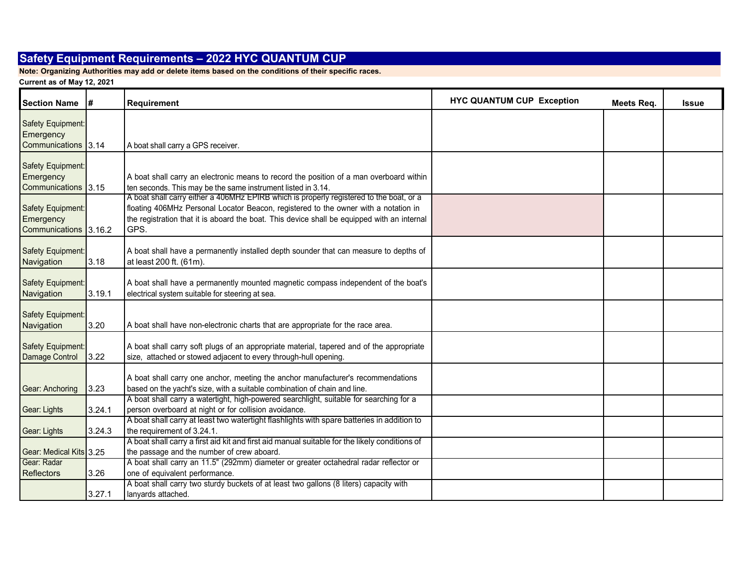## Safety Equipment Requirements – 2022 HYC QUANTUM CUP

**Note: Organizing Authorities may add or delete items based on the conditions of their specific races.**

**Current as of May 12, 2021**

| Section Name | # | Requirement | HYC QUANTUM CUP Exception | Meets Req. | Issue |
|---|---|---|---|---|---|
| Safety Equipment: Emergency Communications | 3.14 | A boat shall carry a GPS receiver. | | | |
| Safety Equipment: Emergency Communications | 3.15 | A boat shall carry an electronic means to record the position of a man overboard within ten seconds. This may be the same instrument listed in 3.14. | | | |
| Safety Equipment: Emergency Communications | 3.16.2 | A boat shall carry either a 406MHz EPIRB which is properly registered to the boat, or a floating 406MHz Personal Locator Beacon, registered to the owner with a notation in the registration that it is aboard the boat. This device shall be equipped with an internal GPS. | | | |
| Safety Equipment: Navigation | 3.18 | A boat shall have a permanently installed depth sounder that can measure to depths of at least 200 ft. (61m). | | | |
| Safety Equipment: Navigation | 3.19.1 | A boat shall have a permanently mounted magnetic compass independent of the boat's electrical system suitable for steering at sea. | | | |
| Safety Equipment: Navigation | 3.20 | A boat shall have non-electronic charts that are appropriate for the race area. | | | |
| Safety Equipment: Damage Control | 3.22 | A boat shall carry soft plugs of an appropriate material, tapered and of the appropriate size, attached or stowed adjacent to every through-hull opening. | | | |
| Gear: Anchoring | 3.23 | A boat shall carry one anchor, meeting the anchor manufacturer's recommendations based on the yacht's size, with a suitable combination of chain and line. | | | |
| Gear: Lights | 3.24.1 | A boat shall carry a watertight, high-powered searchlight, suitable for searching for a person overboard at night or for collision avoidance. | | | |
| Gear: Lights | 3.24.3 | A boat shall carry at least two watertight flashlights with spare batteries in addition to the requirement of 3.24.1. | | | |
| Gear: Medical Kits | 3.25 | A boat shall carry a first aid kit and first aid manual suitable for the likely conditions of the passage and the number of crew aboard. | | | |
| Gear: Radar Reflectors | 3.26 | A boat shall carry an 11.5" (292mm) diameter or greater octahedral radar reflector or one of equivalent performance. | | | |
| | 3.27.1 | A boat shall carry two sturdy buckets of at least two gallons (8 liters) capacity with lanyards attached. | | | |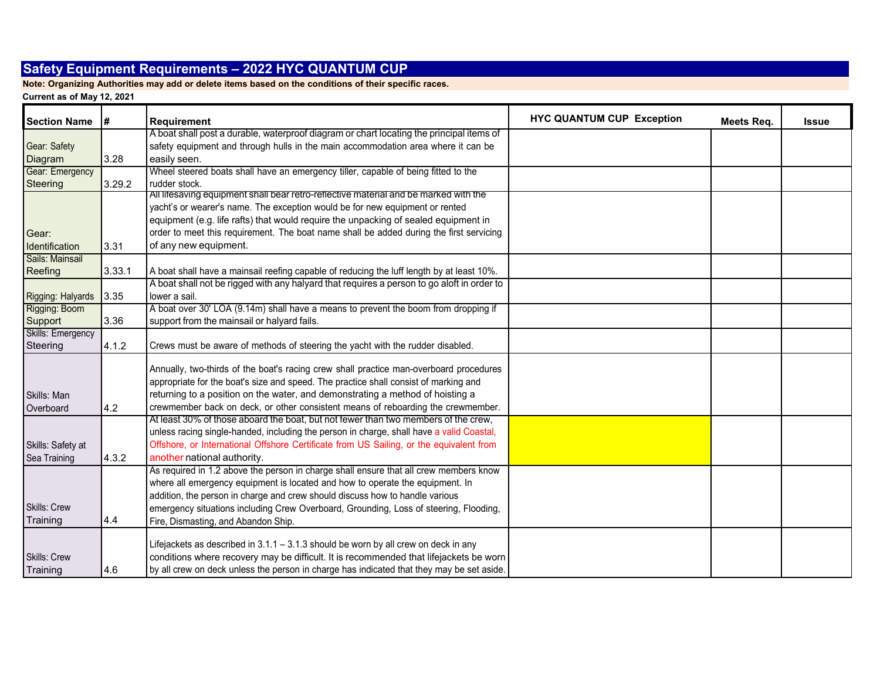## Safety Equipment Requirements – 2022 HYC QUANTUM CUP

**Note: Organizing Authorities may add or delete items based on the conditions of their specific races.**

**Current as of May 12, 2021**

| Section Name | # | Requirement | HYC QUANTUM CUP Exception | Meets Req. | Issue |
|---|---|---|---|---|---|
| Gear: Safety Diagram | 3.28 | A boat shall post a durable, waterproof diagram or chart locating the principal items of safety equipment and through hulls in the main accommodation area where it can be easily seen. | | | |
| Gear: Emergency Steering | 3.29.2 | Wheel steered boats shall have an emergency tiller, capable of being fitted to the rudder stock. | | | |
| Gear: Identification | 3.31 | All lifesaving equipment shall bear retro-reflective material and be marked with the yacht's or wearer's name. The exception would be for new equipment or rented equipment (e.g. life rafts) that would require the unpacking of sealed equipment in order to meet this requirement. The boat name shall be added during the first servicing of any new equipment. | | | |
| Sails: Mainsail Reefing | 3.33.1 | A boat shall have a mainsail reefing capable of reducing the luff length by at least 10%. | | | |
| Rigging: Halyards | 3.35 | A boat shall not be rigged with any halyard that requires a person to go aloft in order to lower a sail. | | | |
| Rigging: Boom Support | 3.36 | A boat over 30' LOA (9.14m) shall have a means to prevent the boom from dropping if support from the mainsail or halyard fails. | | | |
| Skills: Emergency Steering | 4.1.2 | Crews must be aware of methods of steering the yacht with the rudder disabled. | | | |
| Skills: Man Overboard | 4.2 | Annually, two-thirds of the boat's racing crew shall practice man-overboard procedures appropriate for the boat's size and speed. The practice shall consist of marking and returning to a position on the water, and demonstrating a method of hoisting a crewmember back on deck, or other consistent means of reboarding the crewmember. | | | |
| Skills: Safety at Sea Training | 4.3.2 | At least 30% of those aboard the boat, but not fewer than two members of the crew, unless racing single-handed, including the person in charge, shall have a valid Coastal, Offshore, or International Offshore Certificate from US Sailing, or the equivalent from another national authority. | | | |
| Skills: Crew Training | 4.4 | As required in 1.2 above the person in charge shall ensure that all crew members know where all emergency equipment is located and how to operate the equipment. In addition, the person in charge and crew should discuss how to handle various emergency situations including Crew Overboard, Grounding, Loss of steering, Flooding, Fire, Dismasting, and Abandon Ship. | | | |
| Skills: Crew Training | 4.6 | Lifejackets as described in 3.1.1 – 3.1.3 should be worn by all crew on deck in any conditions where recovery may be difficult. It is recommended that lifejackets be worn by all crew on deck unless the person in charge has indicated that they may be set aside. | | | |